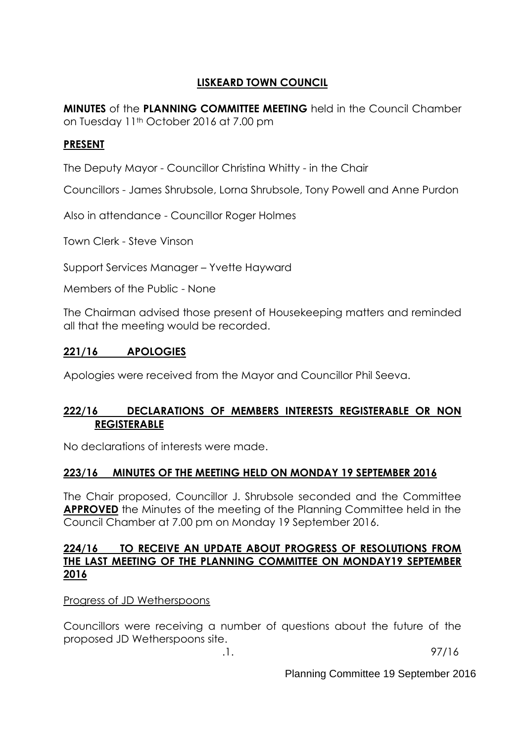# LISKEARD TOWN COUNCIL

**MINUTES** of the **PLANNING COMMITTEE MEETING** held in the Council Chamber on Tuesday 11th October 2016 at 7.00 pm

## PRESENT

The Deputy Mayor - Councillor Christina Whitty - in the Chair

Councillors - James Shrubsole, Lorna Shrubsole, Tony Powell and Anne Purdon

Also in attendance - Councillor Roger Holmes

Town Clerk - Steve Vinson

Support Services Manager – Yvette Hayward

Members of the Public - None

The Chairman advised those present of Housekeeping matters and reminded all that the meeting would be recorded.

## 221/16 APOLOGIES

Apologies were received from the Mayor and Councillor Phil Seeva.

## 222/16 DECLARATIONS OF MEMBERS INTERESTS REGISTERABLE OR NON REGISTERABLE

No declarations of interests were made.

## 223/16 MINUTES OF THE MEETING HELD ON MONDAY 19 SEPTEMBER 2016

The Chair proposed, Councillor J. Shrubsole seconded and the Committee **APPROVED** the Minutes of the meeting of the Planning Committee held in the Council Chamber at 7.00 pm on Monday 19 September 2016.

## 224/16 TO RECEIVE AN UPDATE ABOUT PROGRESS OF RESOLUTIONS FROM THE LAST MEETING OF THE PLANNING COMMITTEE ON MONDAY19 SEPTEMBER 2016

Progress of JD Wetherspoons

Councillors were receiving a number of questions about the future of the proposed JD Wetherspoons site.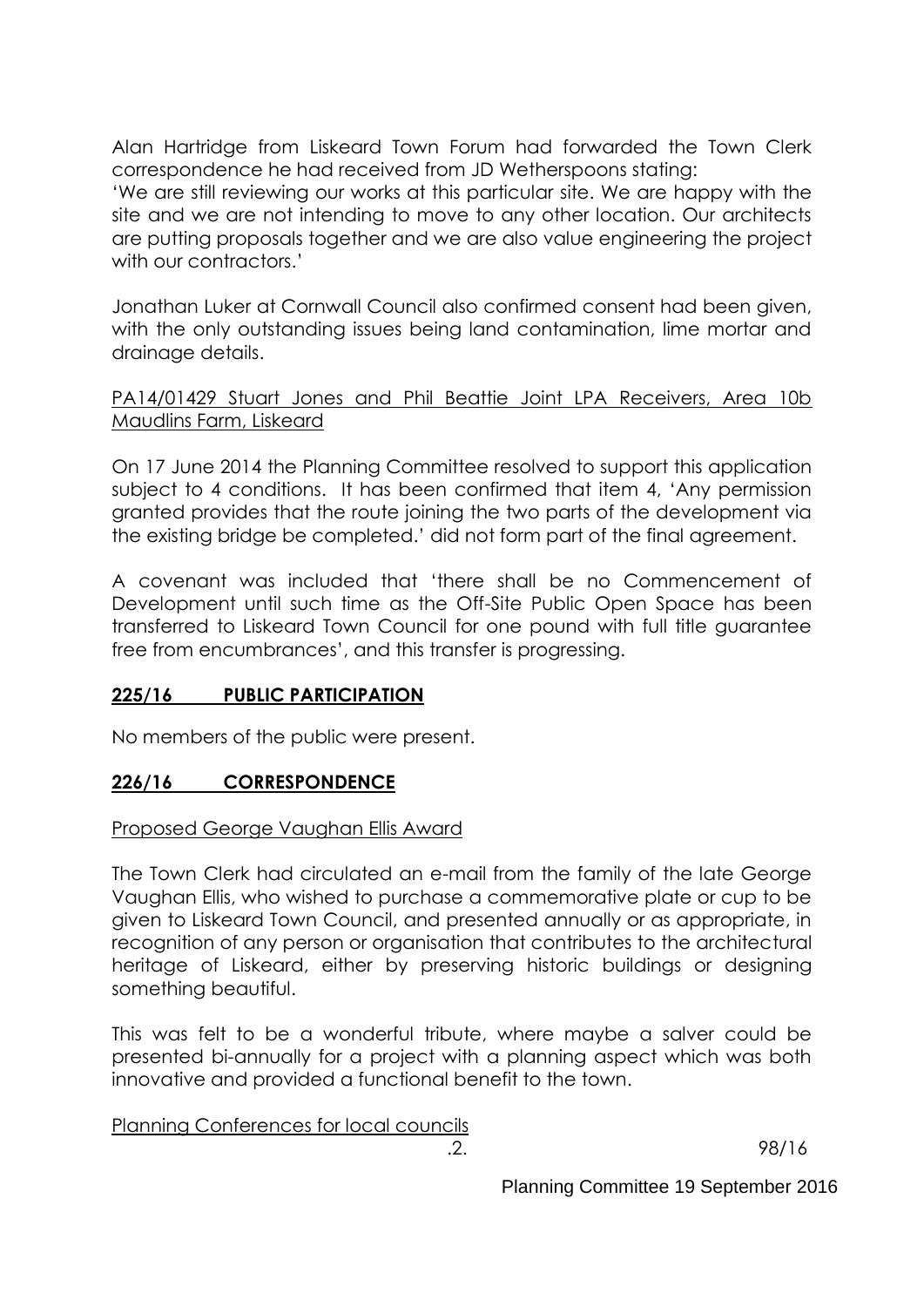Alan Hartridge from Liskeard Town Forum had forwarded the Town Clerk correspondence he had received from JD Wetherspoons stating:
'We are still reviewing our works at this particular site. We are happy with the site and we are not intending to move to any other location. Our architects are putting proposals together and we are also value engineering the project with our contractors.'

Jonathan Luker at Cornwall Council also confirmed consent had been given, with the only outstanding issues being land contamination, lime mortar and drainage details.

PA14/01429 Stuart Jones and Phil Beattie Joint LPA Receivers, Area 10b Maudlins Farm, Liskeard

On 17 June 2014 the Planning Committee resolved to support this application subject to 4 conditions. It has been confirmed that item 4, 'Any permission granted provides that the route joining the two parts of the development via the existing bridge be completed.' did not form part of the final agreement.

A covenant was included that 'there shall be no Commencement of Development until such time as the Off-Site Public Open Space has been transferred to Liskeard Town Council for one pound with full title guarantee free from encumbrances', and this transfer is progressing.

## 225/16 PUBLIC PARTICIPATION

No members of the public were present.

## 226/16 CORRESPONDENCE

Proposed George Vaughan Ellis Award

The Town Clerk had circulated an e-mail from the family of the late George Vaughan Ellis, who wished to purchase a commemorative plate or cup to be given to Liskeard Town Council, and presented annually or as appropriate, in recognition of any person or organisation that contributes to the architectural heritage of Liskeard, either by preserving historic buildings or designing something beautiful.

This was felt to be a wonderful tribute, where maybe a salver could be presented bi-annually for a project with a planning aspect which was both innovative and provided a functional benefit to the town.

Planning Conferences for local councils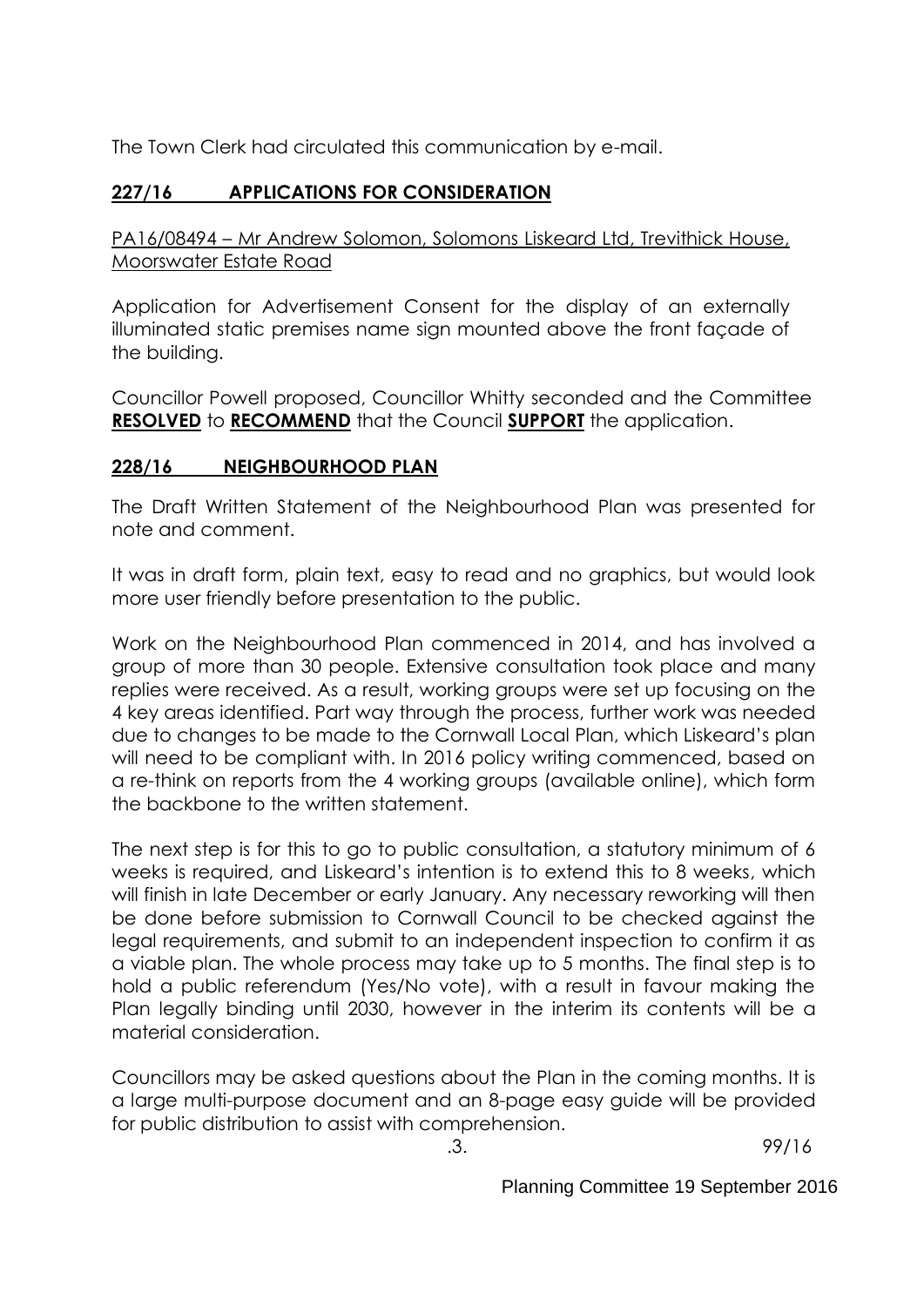The Town Clerk had circulated this communication by e-mail.

## 227/16 APPLICATIONS FOR CONSIDERATION

PA16/08494 – Mr Andrew Solomon, Solomons Liskeard Ltd, Trevithick House, Moorswater Estate Road

Application for Advertisement Consent for the display of an externally illuminated static premises name sign mounted above the front façade of the building.

Councillor Powell proposed, Councillor Whitty seconded and the Committee **RESOLVED** to **RECOMMEND** that the Council **SUPPORT** the application.

## 228/16 NEIGHBOURHOOD PLAN

The Draft Written Statement of the Neighbourhood Plan was presented for note and comment.

It was in draft form, plain text, easy to read and no graphics, but would look more user friendly before presentation to the public.

Work on the Neighbourhood Plan commenced in 2014, and has involved a group of more than 30 people. Extensive consultation took place and many replies were received. As a result, working groups were set up focusing on the 4 key areas identified. Part way through the process, further work was needed due to changes to be made to the Cornwall Local Plan, which Liskeard's plan will need to be compliant with. In 2016 policy writing commenced, based on a re-think on reports from the 4 working groups (available online), which form the backbone to the written statement.

The next step is for this to go to public consultation, a statutory minimum of 6 weeks is required, and Liskeard's intention is to extend this to 8 weeks, which will finish in late December or early January. Any necessary reworking will then be done before submission to Cornwall Council to be checked against the legal requirements, and submit to an independent inspection to confirm it as a viable plan. The whole process may take up to 5 months. The final step is to hold a public referendum (Yes/No vote), with a result in favour making the Plan legally binding until 2030, however in the interim its contents will be a material consideration.

Councillors may be asked questions about the Plan in the coming months. It is a large multi-purpose document and an 8-page easy guide will be provided for public distribution to assist with comprehension.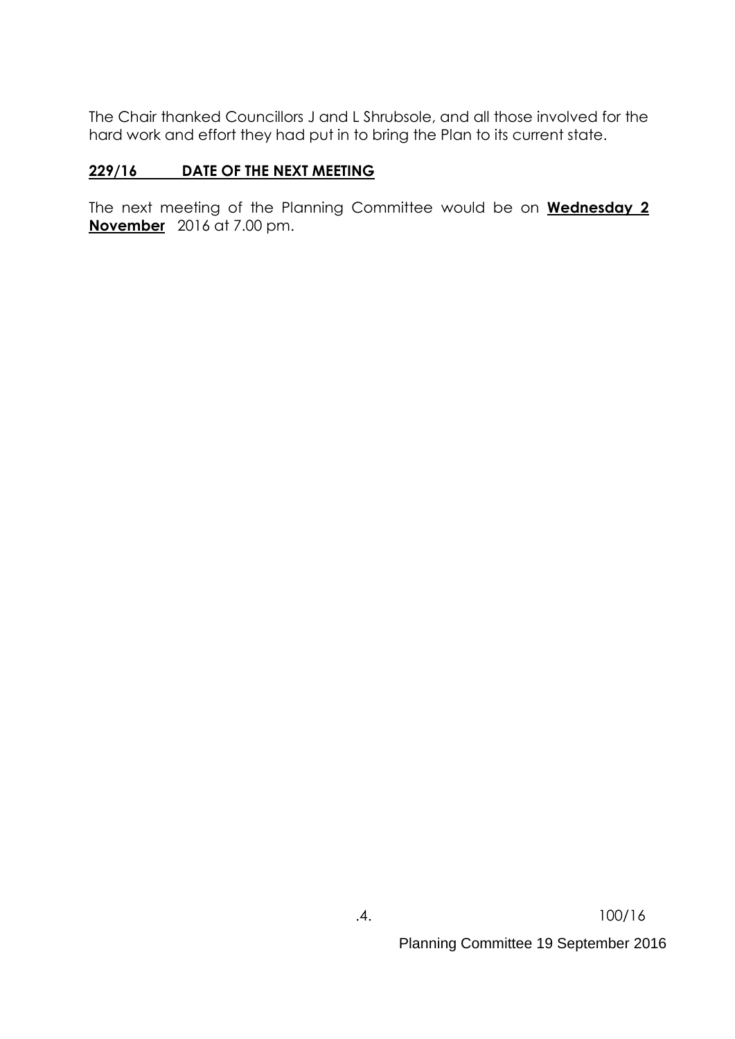The Chair thanked Councillors J and L Shrubsole, and all those involved for the hard work and effort they had put in to bring the Plan to its current state.

## 229/16 DATE OF THE NEXT MEETING

The next meeting of the Planning Committee would be on **Wednesday 2 November** 2016 at 7.00 pm.